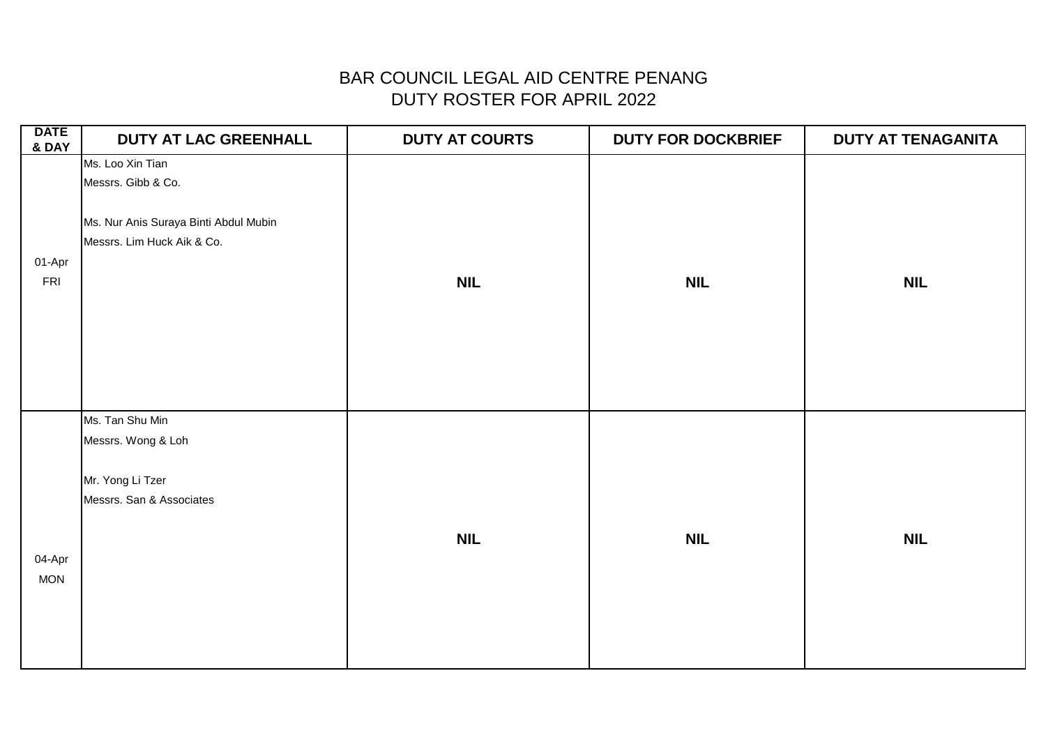# BAR COUNCIL LEGAL AID CENTRE PENANG
## DUTY ROSTER FOR APRIL 2022

| DATE & DAY | DUTY AT LAC GREENHALL | DUTY AT COURTS | DUTY FOR DOCKBRIEF | DUTY AT TENAGANITA |
|---|---|---|---|---|
| 01-Apr FRI | Ms. Loo Xin Tian<br>Messrs. Gibb & Co.<br><br>Ms. Nur Anis Suraya Binti Abdul Mubin<br>Messrs. Lim Huck Aik & Co. | **NIL** | **NIL** | **NIL** |
| 04-Apr MON | Ms. Tan Shu Min<br>Messrs. Wong & Loh<br><br>Mr. Yong Li Tzer<br>Messrs. San & Associates | **NIL** | **NIL** | **NIL** |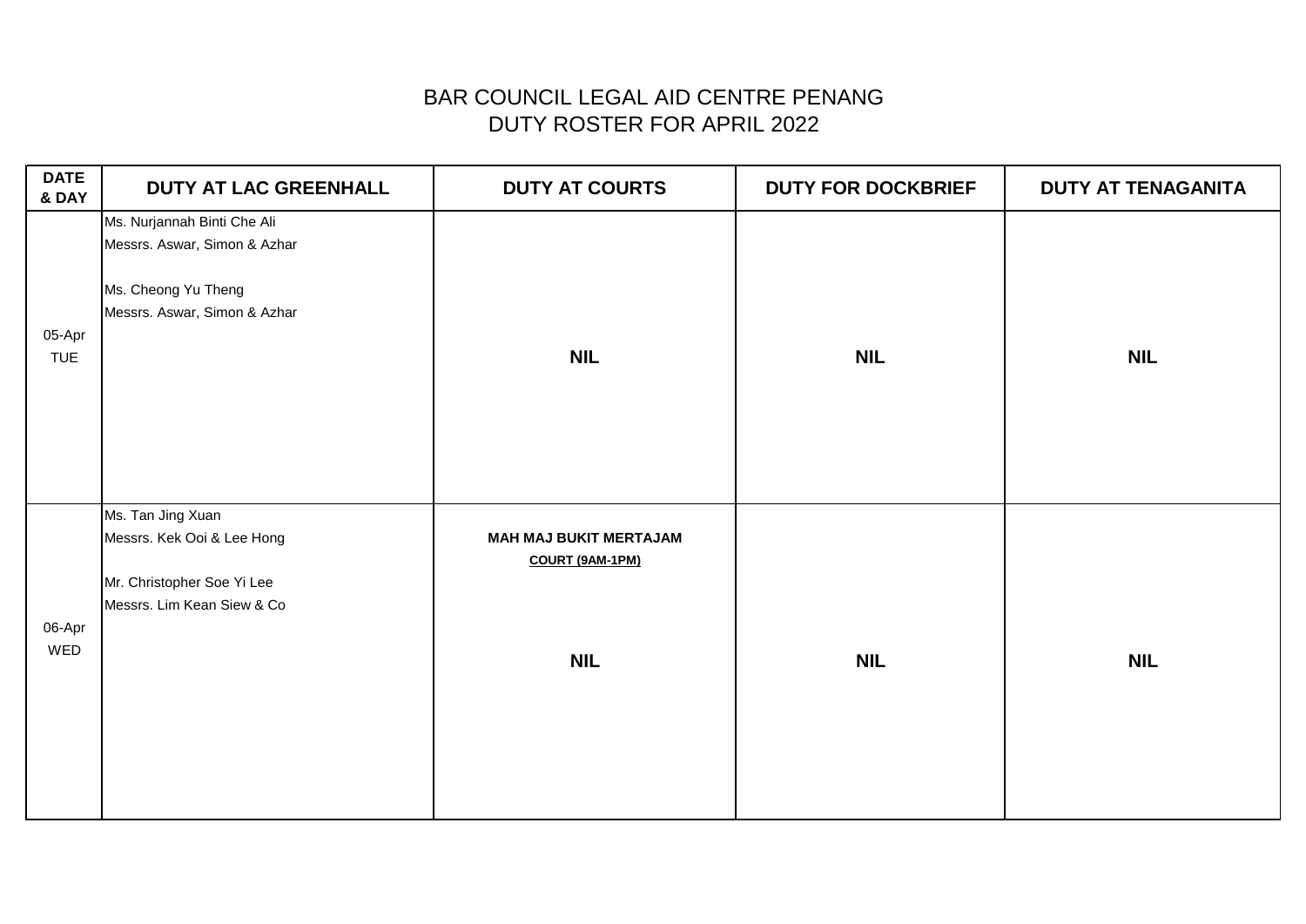# BAR COUNCIL LEGAL AID CENTRE PENANG
## DUTY ROSTER FOR APRIL 2022

| DATE & DAY | DUTY AT LAC GREENHALL | DUTY AT COURTS | DUTY FOR DOCKBRIEF | DUTY AT TENAGANITA |
|---|---|---|---|---|
| 05-Apr TUE | Ms. Nurjannah Binti Che Ali<br>Messrs. Aswar, Simon & Azhar<br><br>Ms. Cheong Yu Theng<br>Messrs. Aswar, Simon & Azhar | **NIL** | **NIL** | **NIL** |
| 06-Apr WED | Ms. Tan Jing Xuan<br>Messrs. Kek Ooi & Lee Hong<br><br>Mr. Christopher Soe Yi Lee<br>Messrs. Lim Kean Siew & Co | **MAH MAJ BUKIT MERTAJAM**<br>**COURT (9AM-1PM)**<br><br>**NIL** | **NIL** | **NIL** |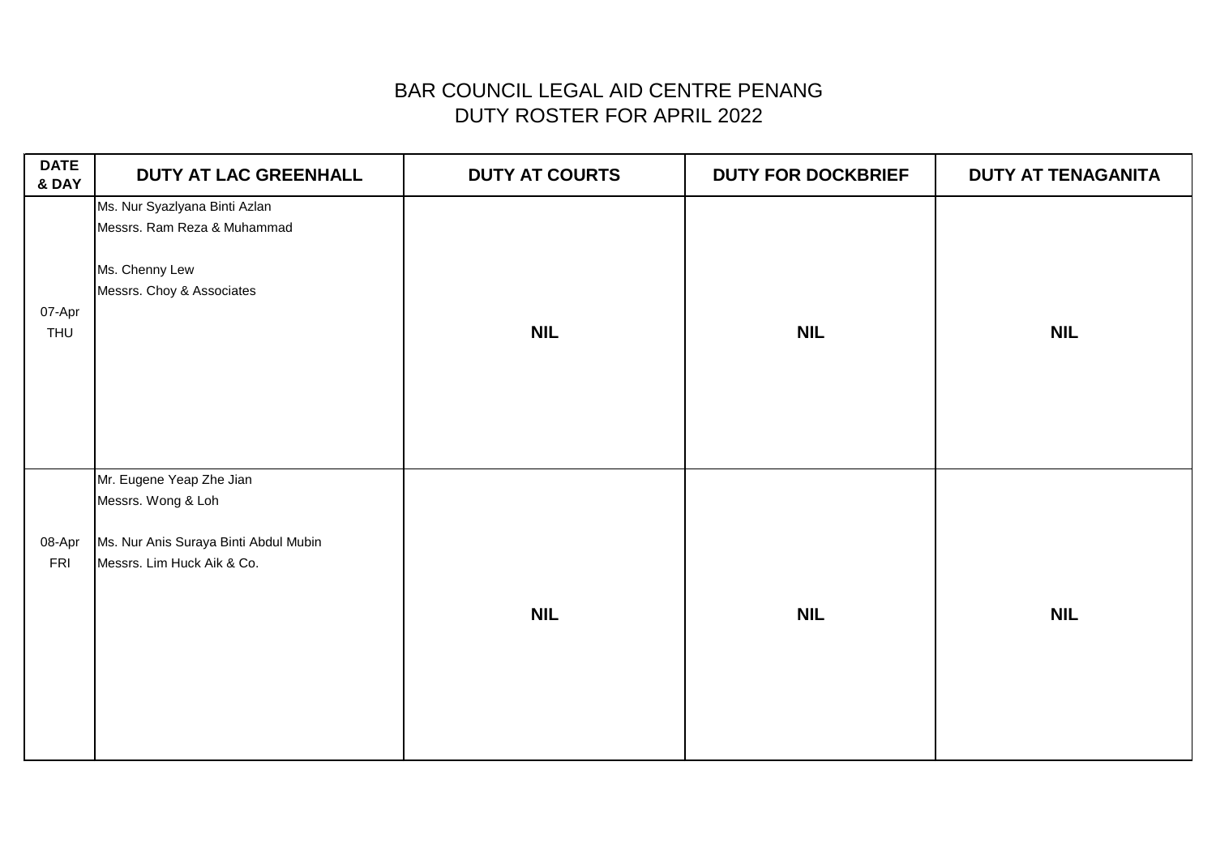# BAR COUNCIL LEGAL AID CENTRE PENANG
## DUTY ROSTER FOR APRIL 2022

| DATE & DAY | DUTY AT LAC GREENHALL | DUTY AT COURTS | DUTY FOR DOCKBRIEF | DUTY AT TENAGANITA |
|---|---|---|---|---|
| 07-Apr THU | Ms. Nur Syazlyana Binti Azlan<br>Messrs. Ram Reza & Muhammad<br><br>Ms. Chenny Lew<br>Messrs. Choy & Associates | **NIL** | **NIL** | **NIL** |
| 08-Apr FRI | Mr. Eugene Yeap Zhe Jian<br>Messrs. Wong & Loh<br><br>Ms. Nur Anis Suraya Binti Abdul Mubin<br>Messrs. Lim Huck Aik & Co. | **NIL** | **NIL** | **NIL** |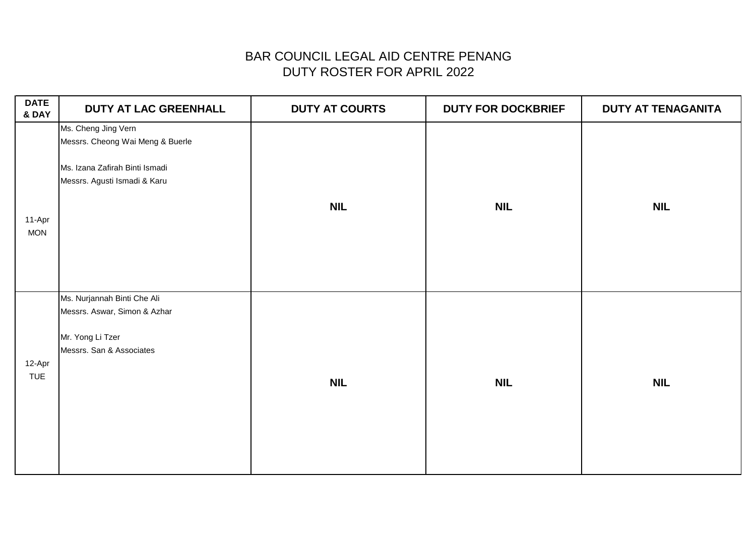# BAR COUNCIL LEGAL AID CENTRE PENANG
## DUTY ROSTER FOR APRIL 2022

| DATE & DAY | DUTY AT LAC GREENHALL | DUTY AT COURTS | DUTY FOR DOCKBRIEF | DUTY AT TENAGANITA |
|---|---|---|---|---|
| 11-Apr MON | Ms. Cheng Jing Vern<br>Messrs. Cheong Wai Meng & Buerle<br><br>Ms. Izana Zafirah Binti Ismadi<br>Messrs. Agusti Ismadi & Karu | **NIL** | **NIL** | **NIL** |
| 12-Apr TUE | Ms. Nurjannah Binti Che Ali<br>Messrs. Aswar, Simon & Azhar<br><br>Mr. Yong Li Tzer<br>Messrs. San & Associates | **NIL** | **NIL** | **NIL** |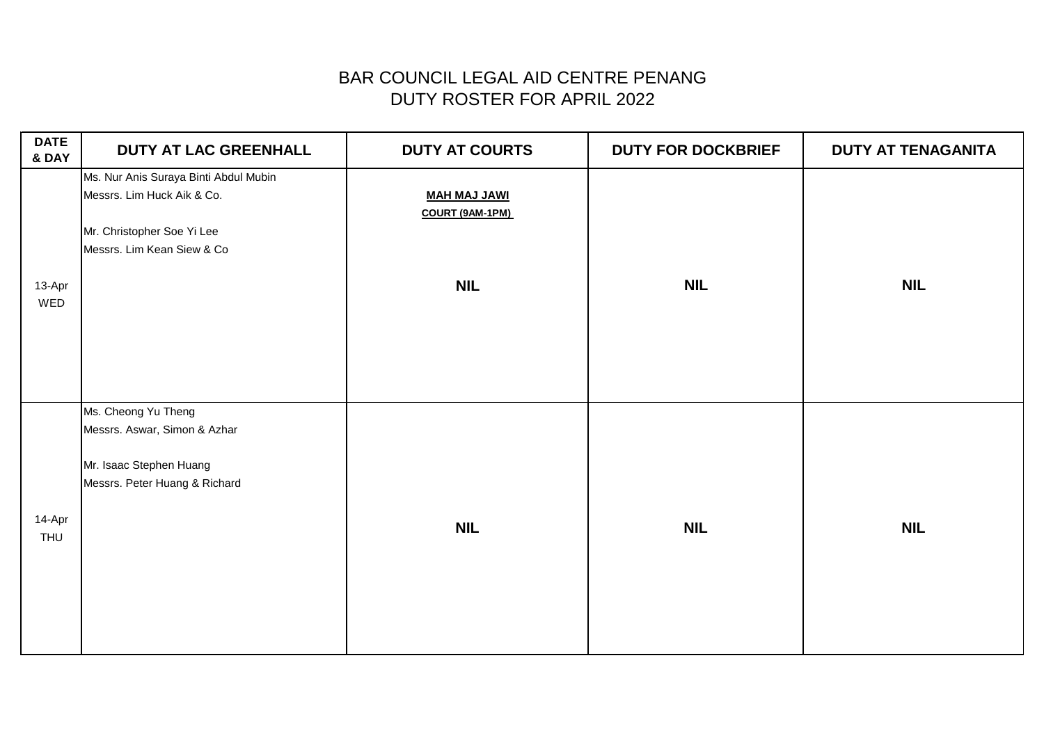# BAR COUNCIL LEGAL AID CENTRE PENANG
## DUTY ROSTER FOR APRIL 2022

| DATE & DAY | DUTY AT LAC GREENHALL | DUTY AT COURTS | DUTY FOR DOCKBRIEF | DUTY AT TENAGANITA |
|---|---|---|---|---|
| 13-Apr WED | Ms. Nur Anis Suraya Binti Abdul Mubin<br>Messrs. Lim Huck Aik & Co.<br><br>Mr. Christopher Soe Yi Lee<br>Messrs. Lim Kean Siew & Co | **MAH MAJ JAWI COURT (9AM-1PM)**<br><br>**NIL** | **NIL** | **NIL** |
| 14-Apr THU | Ms. Cheong Yu Theng<br>Messrs. Aswar, Simon & Azhar<br><br>Mr. Isaac Stephen Huang<br>Messrs. Peter Huang & Richard | **NIL** | **NIL** | **NIL** |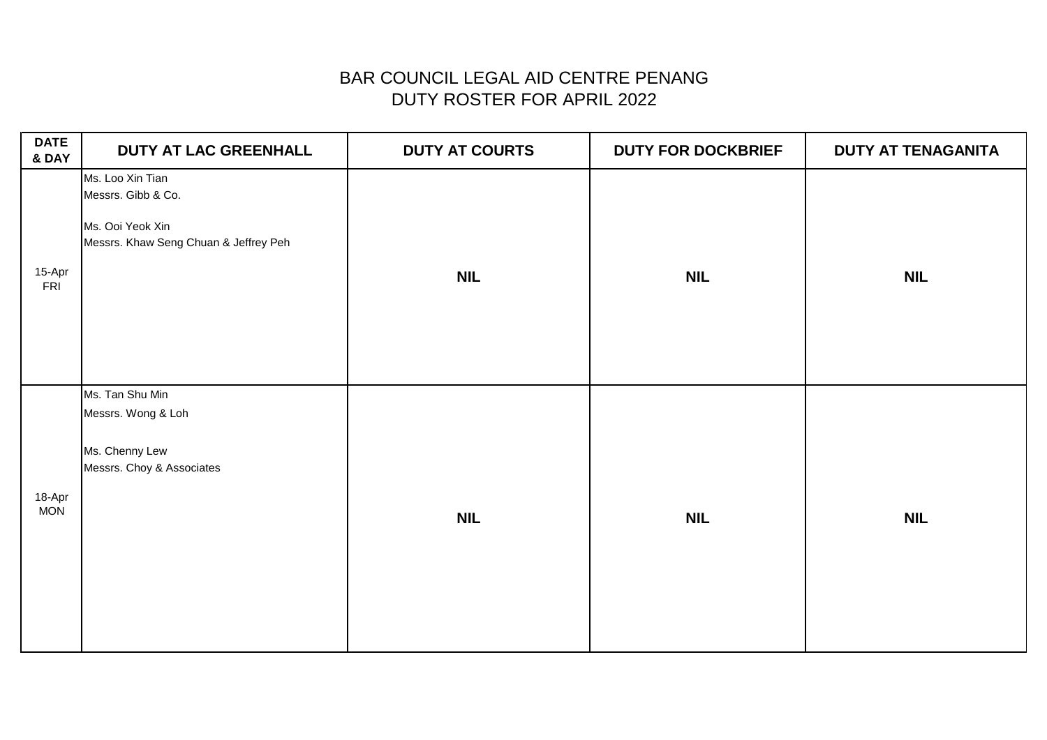# BAR COUNCIL LEGAL AID CENTRE PENANG
## DUTY ROSTER FOR APRIL 2022

| DATE & DAY | DUTY AT LAC GREENHALL | DUTY AT COURTS | DUTY FOR DOCKBRIEF | DUTY AT TENAGANITA |
|---|---|---|---|---|
| 15-Apr FRI | Ms. Loo Xin Tian<br>Messrs. Gibb & Co.<br><br>Ms. Ooi Yeok Xin<br>Messrs. Khaw Seng Chuan & Jeffrey Peh | **NIL** | **NIL** | **NIL** |
| 18-Apr MON | Ms. Tan Shu Min<br>Messrs. Wong & Loh<br><br>Ms. Chenny Lew<br>Messrs. Choy & Associates | **NIL** | **NIL** | **NIL** |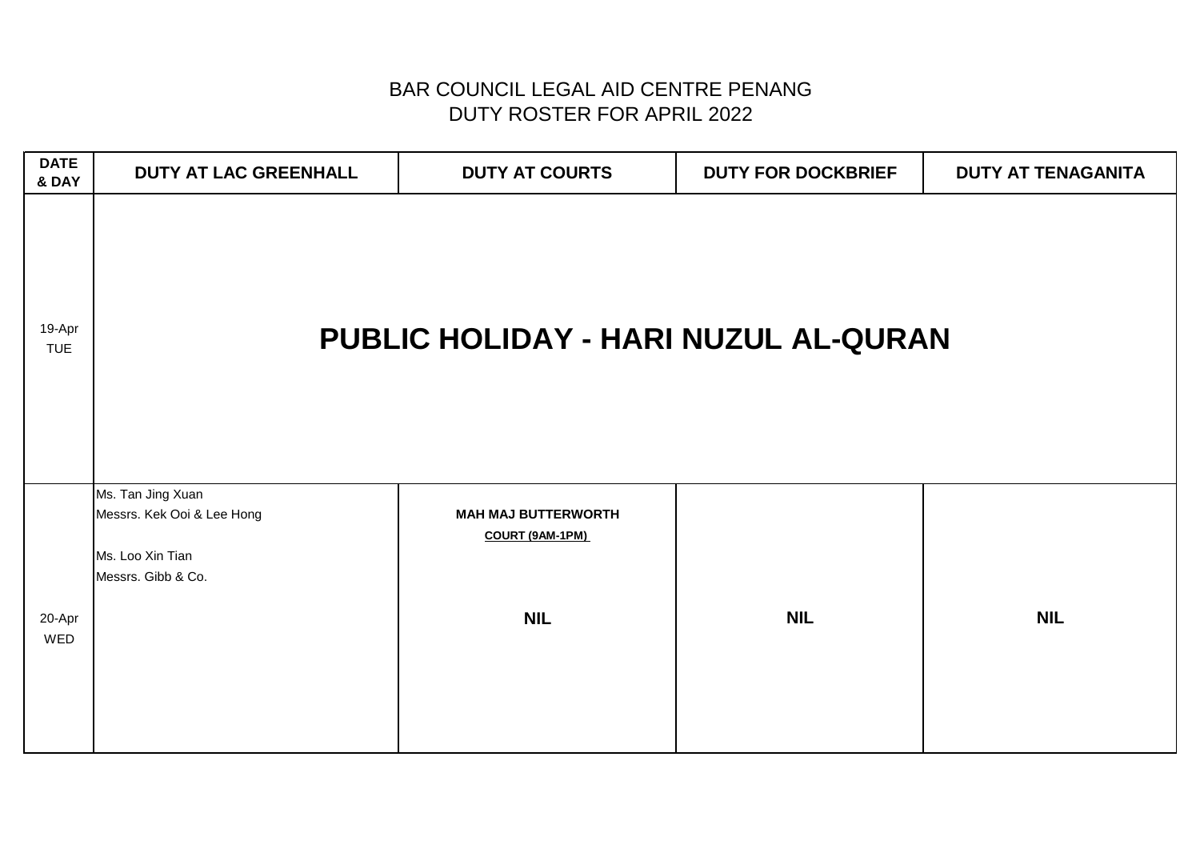BAR COUNCIL LEGAL AID CENTRE PENANG
DUTY ROSTER FOR APRIL 2022

| DATE & DAY | DUTY AT LAC GREENHALL | DUTY AT COURTS | DUTY FOR DOCKBRIEF | DUTY AT TENAGANITA |
|---|---|---|---|---|
| 19-Apr TUE | **PUBLIC HOLIDAY - HARI NUZUL AL-QURAN** | | | |
| 20-Apr WED | Ms. Tan Jing Xuan<br>Messrs. Kek Ooi & Lee Hong<br><br>Ms. Loo Xin Tian<br>Messrs. Gibb & Co. | **MAH MAJ BUTTERWORTH**<br>**COURT (9AM-1PM)**<br><br>**NIL** | **NIL** | **NIL** |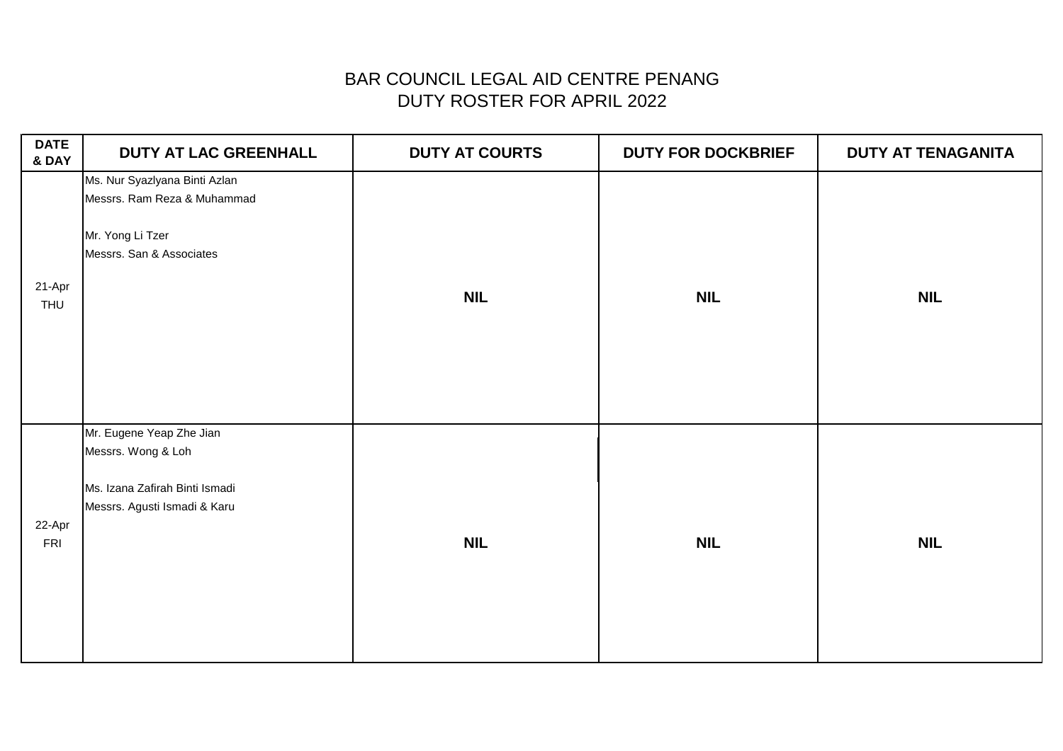# BAR COUNCIL LEGAL AID CENTRE PENANG
## DUTY ROSTER FOR APRIL 2022

| DATE & DAY | DUTY AT LAC GREENHALL | DUTY AT COURTS | DUTY FOR DOCKBRIEF | DUTY AT TENAGANITA |
|---|---|---|---|---|
| 21-Apr THU | Ms. Nur Syazlyana Binti Azlan<br>Messrs. Ram Reza & Muhammad<br><br>Mr. Yong Li Tzer<br>Messrs. San & Associates | **NIL** | **NIL** | **NIL** |
| 22-Apr FRI | Mr. Eugene Yeap Zhe Jian<br>Messrs. Wong & Loh<br><br>Ms. Izana Zafirah Binti Ismadi<br>Messrs. Agusti Ismadi & Karu | **NIL** | **NIL** | **NIL** |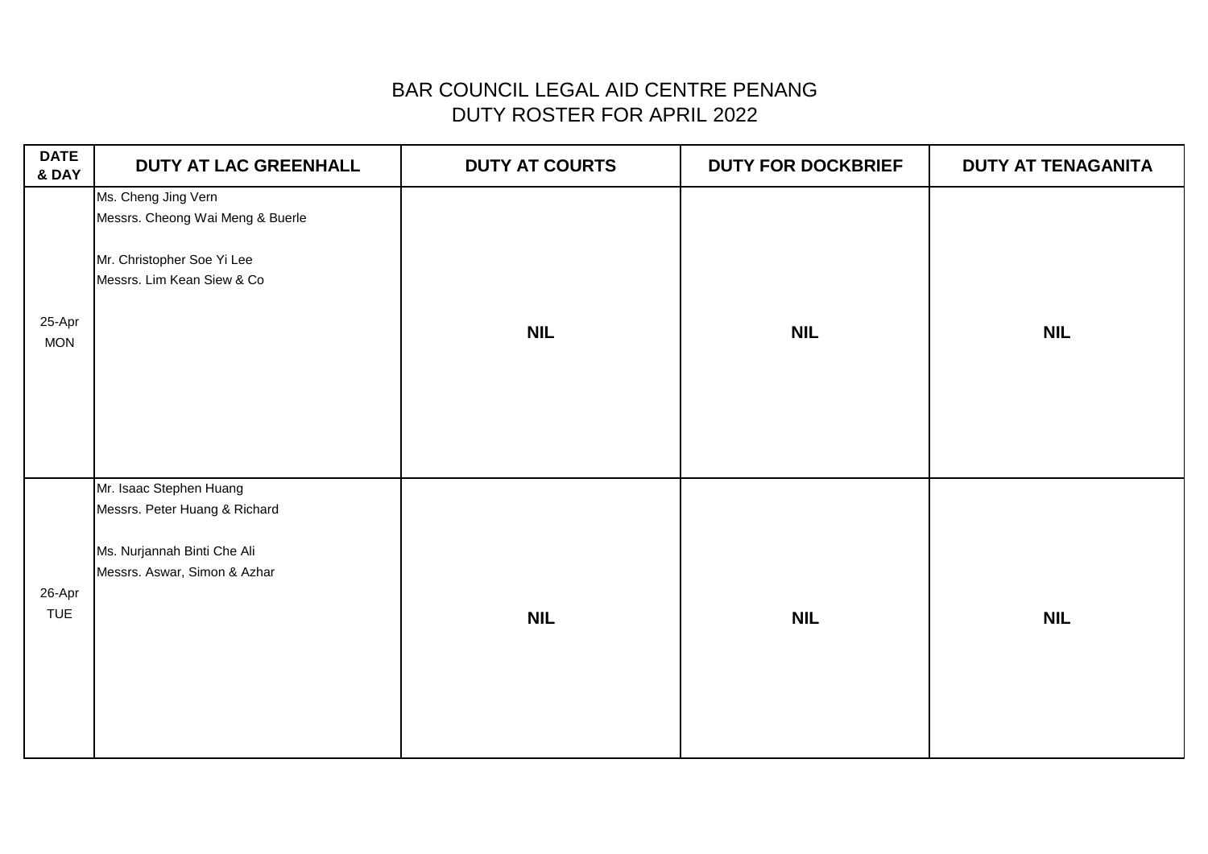# BAR COUNCIL LEGAL AID CENTRE PENANG
## DUTY ROSTER FOR APRIL 2022

| DATE & DAY | DUTY AT LAC GREENHALL | DUTY AT COURTS | DUTY FOR DOCKBRIEF | DUTY AT TENAGANITA |
|---|---|---|---|---|
| 25-Apr MON | Ms. Cheng Jing Vern<br>Messrs. Cheong Wai Meng & Buerle<br><br>Mr. Christopher Soe Yi Lee<br>Messrs. Lim Kean Siew & Co | **NIL** | **NIL** | **NIL** |
| 26-Apr TUE | Mr. Isaac Stephen Huang<br>Messrs. Peter Huang & Richard<br><br>Ms. Nurjannah Binti Che Ali<br>Messrs. Aswar, Simon & Azhar | **NIL** | **NIL** | **NIL** |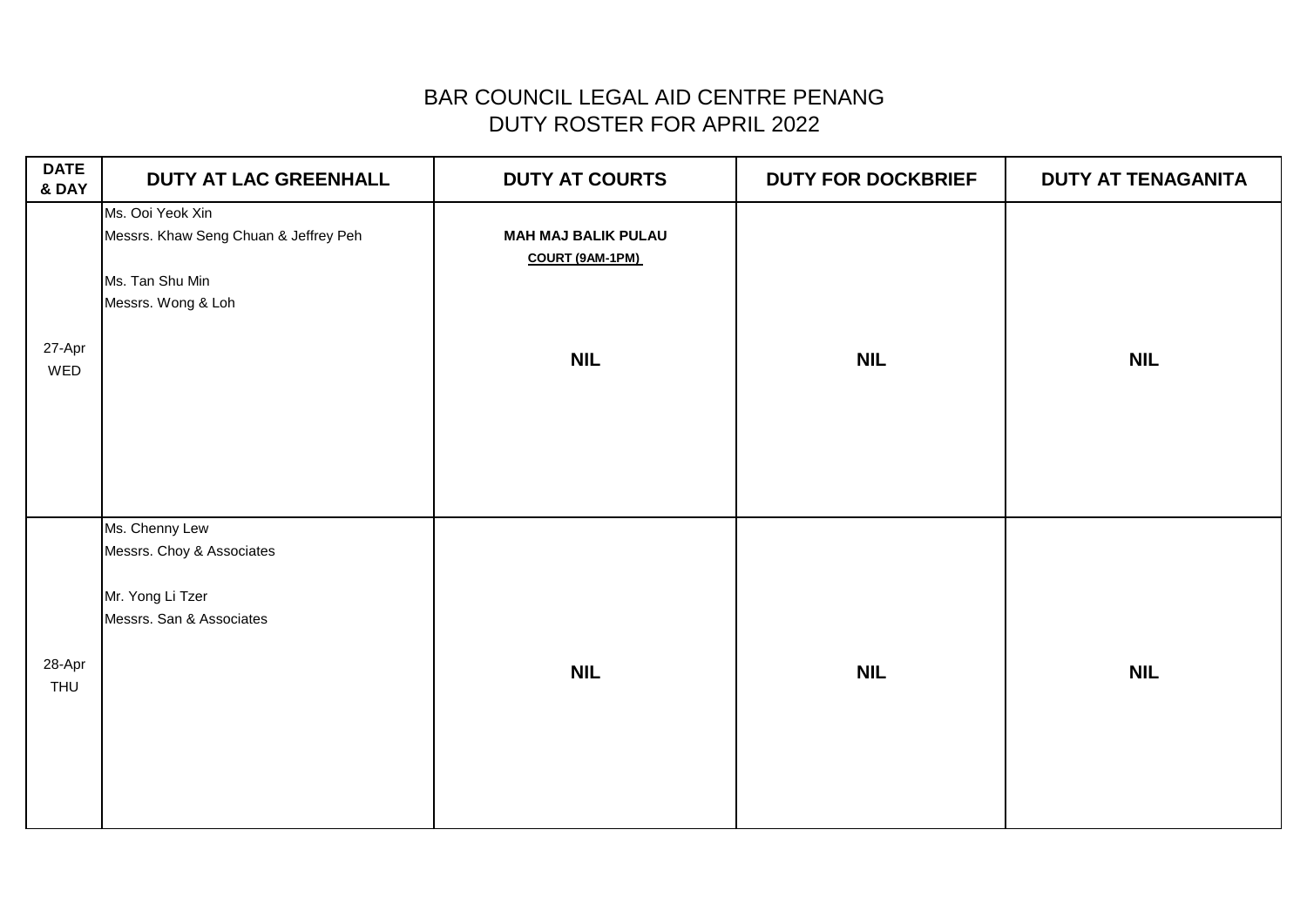# BAR COUNCIL LEGAL AID CENTRE PENANG
## DUTY ROSTER FOR APRIL 2022

| DATE & DAY | DUTY AT LAC GREENHALL | DUTY AT COURTS | DUTY FOR DOCKBRIEF | DUTY AT TENAGANITA |
|---|---|---|---|---|
| 27-Apr WED | Ms. Ooi Yeok Xin<br>Messrs. Khaw Seng Chuan & Jeffrey Peh<br><br>Ms. Tan Shu Min<br>Messrs. Wong & Loh | **MAH MAJ BALIK PULAU**<br>**COURT (9AM-1PM)**<br><br>**NIL** | **NIL** | **NIL** |
| 28-Apr THU | Ms. Chenny Lew<br>Messrs. Choy & Associates<br><br>Mr. Yong Li Tzer<br>Messrs. San & Associates | **NIL** | **NIL** | **NIL** |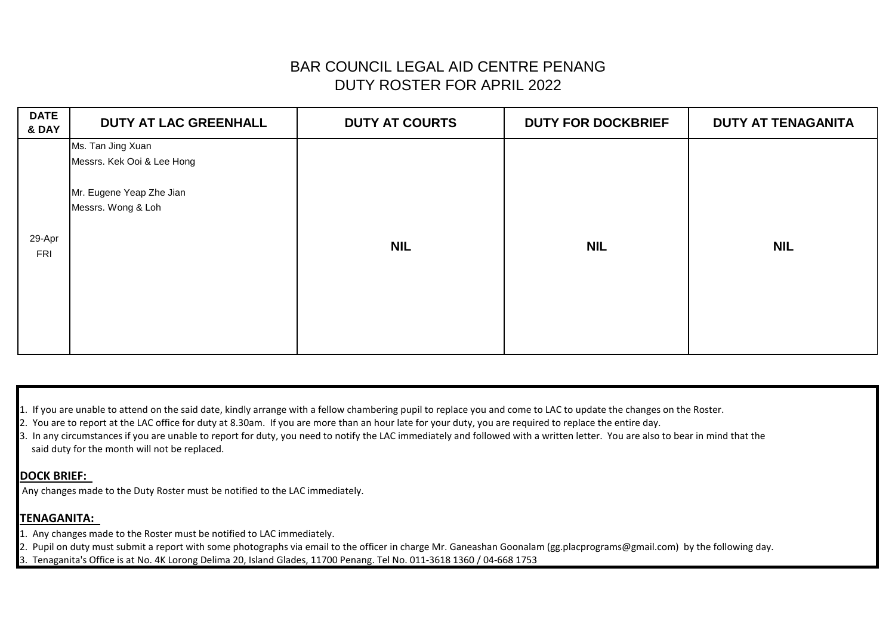# BAR COUNCIL LEGAL AID CENTRE PENANG
## DUTY ROSTER FOR APRIL 2022

| DATE & DAY | DUTY AT LAC GREENHALL | DUTY AT COURTS | DUTY FOR DOCKBRIEF | DUTY AT TENAGANITA |
|---|---|---|---|---|
| 29-Apr FRI | Ms. Tan Jing Xuan<br>Messrs. Kek Ooi & Lee Hong<br><br>Mr. Eugene Yeap Zhe Jian<br>Messrs. Wong & Loh | NIL | NIL | NIL |

1. If you are unable to attend on the said date, kindly arrange with a fellow chambering pupil to replace you and come to LAC to update the changes on the Roster.
2. You are to report at the LAC office for duty at 8.30am. If you are more than an hour late for your duty, you are required to replace the entire day.
3. In any circumstances if you are unable to report for duty, you need to notify the LAC immediately and followed with a written letter. You are also to bear in mind that the said duty for the month will not be replaced.

**DOCK BRIEF:**

Any changes made to the Duty Roster must be notified to the LAC immediately.

**TENAGANITA:**

1. Any changes made to the Roster must be notified to LAC immediately.
2. Pupil on duty must submit a report with some photographs via email to the officer in charge Mr. Ganeashan Goonalam (gg.placprograms@gmail.com) by the following day.
3. Tenaganita's Office is at No. 4K Lorong Delima 20, Island Glades, 11700 Penang. Tel No. 011-3618 1360 / 04-668 1753